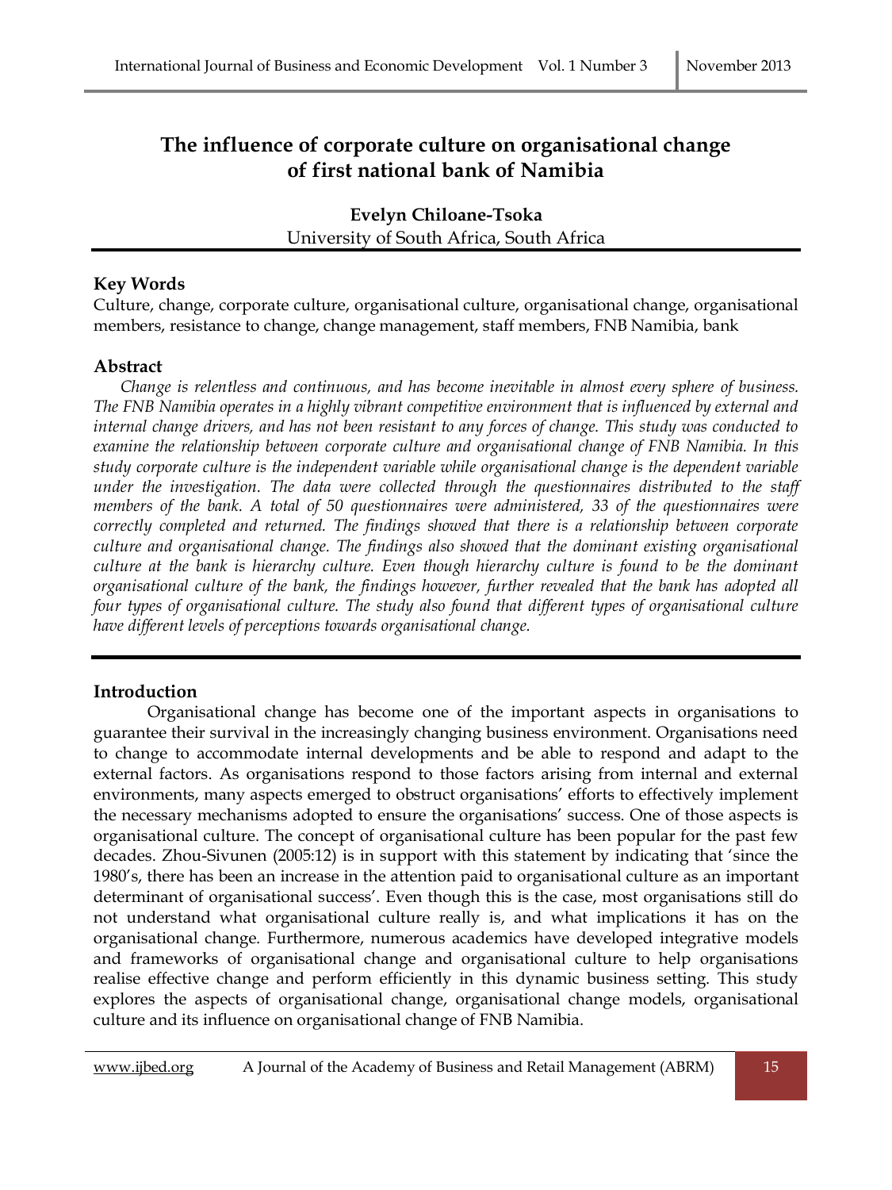# The influence of corporate culture on organisational change of first national bank of Namibia

**Evelyn Chiloane-Tsoka**
University of South Africa, South Africa

## Key Words

Culture, change, corporate culture, organisational culture, organisational change, organisational members, resistance to change, change management, staff members, FNB Namibia, bank

## Abstract

*Change is relentless and continuous, and has become inevitable in almost every sphere of business. The FNB Namibia operates in a highly vibrant competitive environment that is influenced by external and internal change drivers, and has not been resistant to any forces of change. This study was conducted to examine the relationship between corporate culture and organisational change of FNB Namibia. In this study corporate culture is the independent variable while organisational change is the dependent variable under the investigation. The data were collected through the questionnaires distributed to the staff members of the bank. A total of 50 questionnaires were administered, 33 of the questionnaires were correctly completed and returned. The findings showed that there is a relationship between corporate culture and organisational change. The findings also showed that the dominant existing organisational culture at the bank is hierarchy culture. Even though hierarchy culture is found to be the dominant organisational culture of the bank, the findings however, further revealed that the bank has adopted all four types of organisational culture. The study also found that different types of organisational culture have different levels of perceptions towards organisational change.*

## Introduction

Organisational change has become one of the important aspects in organisations to guarantee their survival in the increasingly changing business environment. Organisations need to change to accommodate internal developments and be able to respond and adapt to the external factors. As organisations respond to those factors arising from internal and external environments, many aspects emerged to obstruct organisations' efforts to effectively implement the necessary mechanisms adopted to ensure the organisations' success. One of those aspects is organisational culture. The concept of organisational culture has been popular for the past few decades. Zhou-Sivunen (2005:12) is in support with this statement by indicating that 'since the 1980's, there has been an increase in the attention paid to organisational culture as an important determinant of organisational success'. Even though this is the case, most organisations still do not understand what organisational culture really is, and what implications it has on the organisational change. Furthermore, numerous academics have developed integrative models and frameworks of organisational change and organisational culture to help organisations realise effective change and perform efficiently in this dynamic business setting. This study explores the aspects of organisational change, organisational change models, organisational culture and its influence on organisational change of FNB Namibia.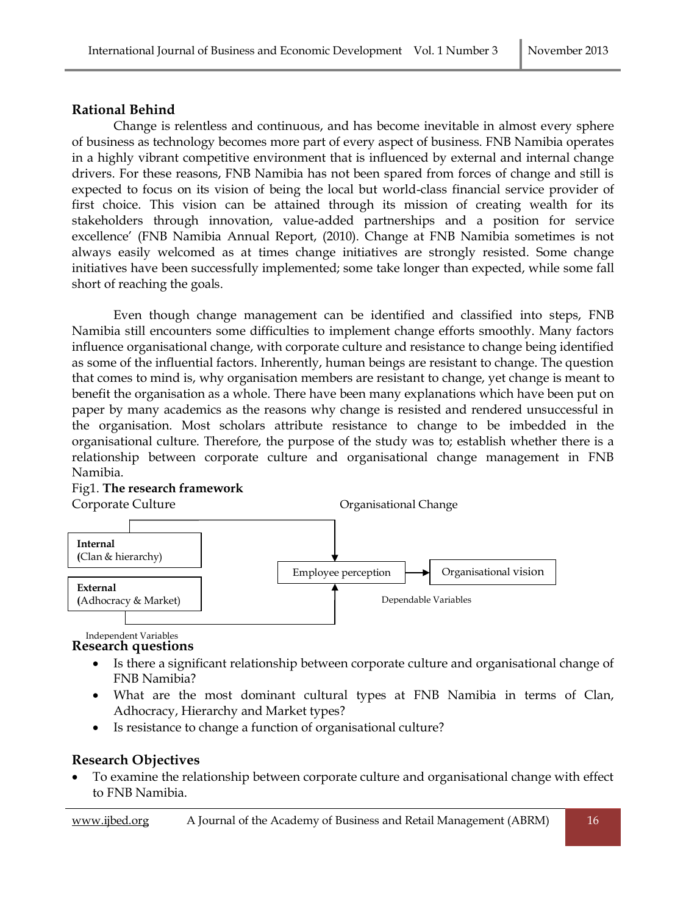## Rational Behind

Change is relentless and continuous, and has become inevitable in almost every sphere of business as technology becomes more part of every aspect of business. FNB Namibia operates in a highly vibrant competitive environment that is influenced by external and internal change drivers. For these reasons, FNB Namibia has not been spared from forces of change and still is expected to focus on its vision of being the local but world-class financial service provider of first choice. This vision can be attained through its mission of creating wealth for its stakeholders through innovation, value-added partnerships and a position for service excellence' (FNB Namibia Annual Report, (2010). Change at FNB Namibia sometimes is not always easily welcomed as at times change initiatives are strongly resisted. Some change initiatives have been successfully implemented; some take longer than expected, while some fall short of reaching the goals.

Even though change management can be identified and classified into steps, FNB Namibia still encounters some difficulties to implement change efforts smoothly. Many factors influence organisational change, with corporate culture and resistance to change being identified as some of the influential factors. Inherently, human beings are resistant to change. The question that comes to mind is, why organisation members are resistant to change, yet change is meant to benefit the organisation as a whole. There have been many explanations which have been put on paper by many academics as the reasons why change is resisted and rendered unsuccessful in the organisation. Most scholars attribute resistance to change to be imbedded in the organisational culture. Therefore, the purpose of the study was to; establish whether there is a relationship between corporate culture and organisational change management in FNB Namibia.

Fig1. **The research framework**

Corporate Culture — Organisational Change

- **Internal** (Clan & hierarchy) → Employee perception
- **External** (Adhocracy & Market) → Employee perception
- Employee perception → Organisational vision

Independent Variables — Dependable Variables

## Research questions

- Is there a significant relationship between corporate culture and organisational change of FNB Namibia?
- What are the most dominant cultural types at FNB Namibia in terms of Clan, Adhocracy, Hierarchy and Market types?
- Is resistance to change a function of organisational culture?

## Research Objectives

- To examine the relationship between corporate culture and organisational change with effect to FNB Namibia.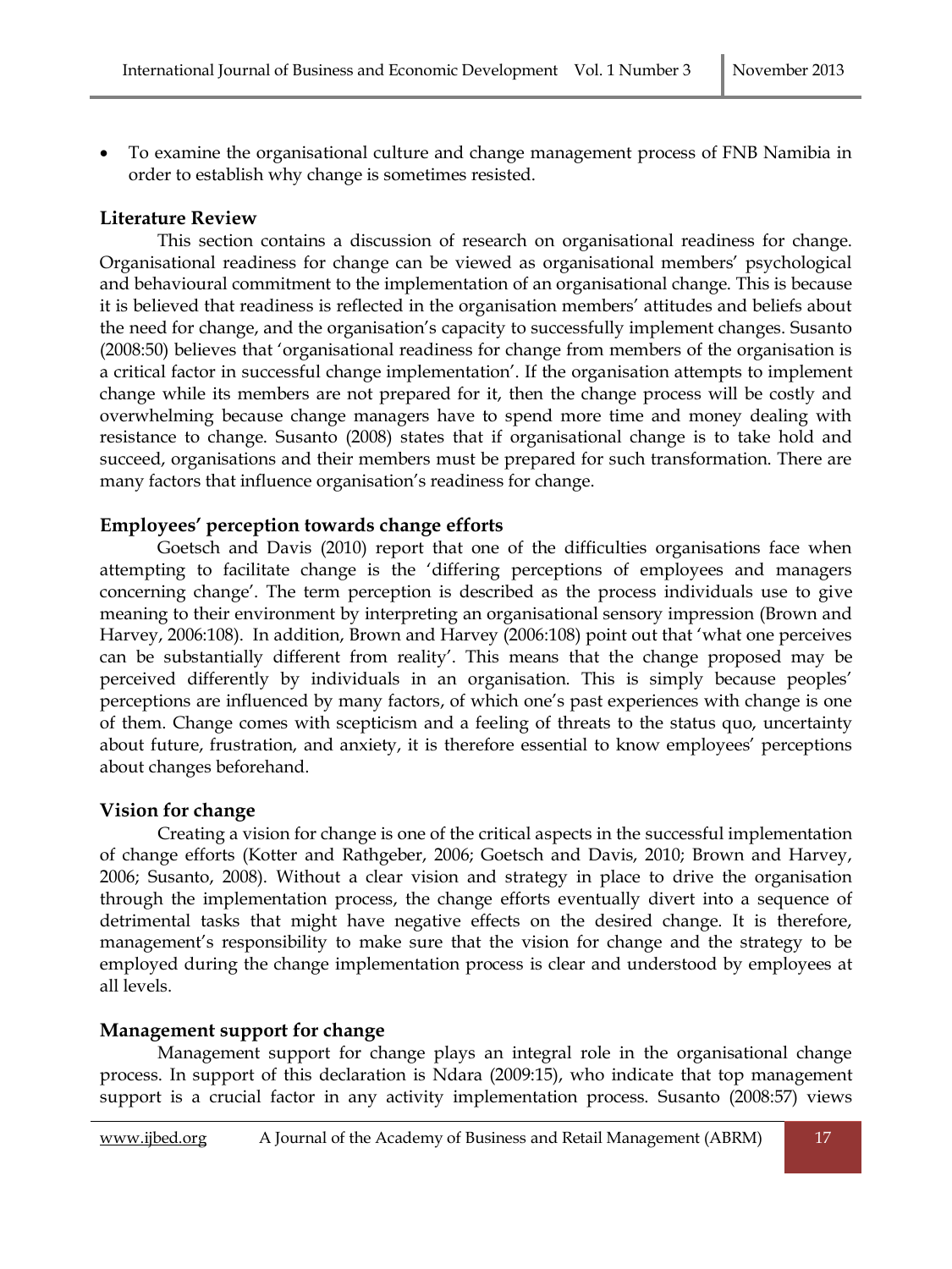- To examine the organisational culture and change management process of FNB Namibia in order to establish why change is sometimes resisted.

## Literature Review

This section contains a discussion of research on organisational readiness for change. Organisational readiness for change can be viewed as organisational members' psychological and behavioural commitment to the implementation of an organisational change. This is because it is believed that readiness is reflected in the organisation members' attitudes and beliefs about the need for change, and the organisation's capacity to successfully implement changes. Susanto (2008:50) believes that 'organisational readiness for change from members of the organisation is a critical factor in successful change implementation'. If the organisation attempts to implement change while its members are not prepared for it, then the change process will be costly and overwhelming because change managers have to spend more time and money dealing with resistance to change. Susanto (2008) states that if organisational change is to take hold and succeed, organisations and their members must be prepared for such transformation. There are many factors that influence organisation's readiness for change.

### Employees' perception towards change efforts

Goetsch and Davis (2010) report that one of the difficulties organisations face when attempting to facilitate change is the 'differing perceptions of employees and managers concerning change'. The term perception is described as the process individuals use to give meaning to their environment by interpreting an organisational sensory impression (Brown and Harvey, 2006:108). In addition, Brown and Harvey (2006:108) point out that 'what one perceives can be substantially different from reality'. This means that the change proposed may be perceived differently by individuals in an organisation. This is simply because peoples' perceptions are influenced by many factors, of which one's past experiences with change is one of them. Change comes with scepticism and a feeling of threats to the status quo, uncertainty about future, frustration, and anxiety, it is therefore essential to know employees' perceptions about changes beforehand.

### Vision for change

Creating a vision for change is one of the critical aspects in the successful implementation of change efforts (Kotter and Rathgeber, 2006; Goetsch and Davis, 2010; Brown and Harvey, 2006; Susanto, 2008). Without a clear vision and strategy in place to drive the organisation through the implementation process, the change efforts eventually divert into a sequence of detrimental tasks that might have negative effects on the desired change. It is therefore, management's responsibility to make sure that the vision for change and the strategy to be employed during the change implementation process is clear and understood by employees at all levels.

### Management support for change

Management support for change plays an integral role in the organisational change process. In support of this declaration is Ndara (2009:15), who indicate that top management support is a crucial factor in any activity implementation process. Susanto (2008:57) views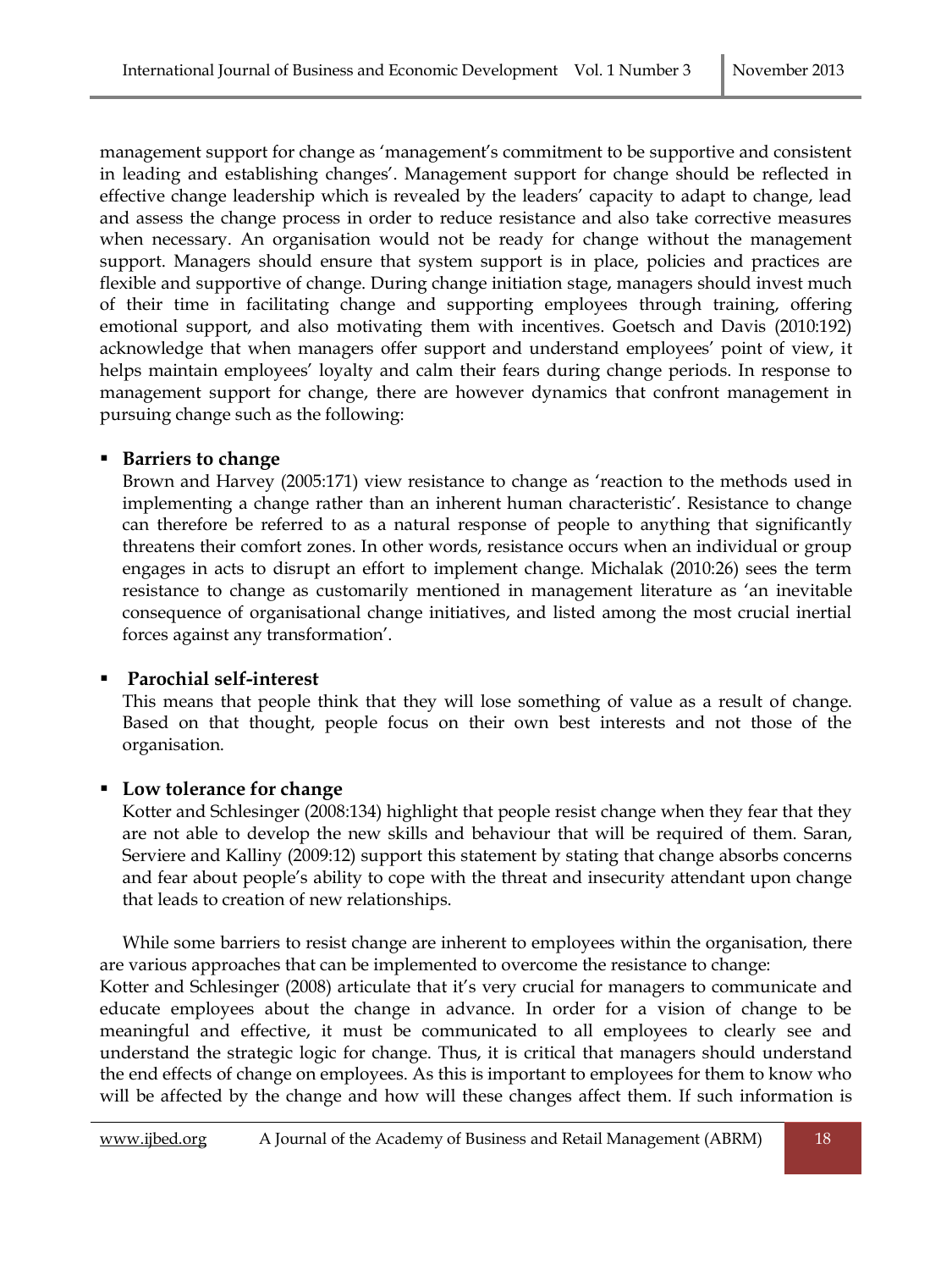management support for change as 'management's commitment to be supportive and consistent in leading and establishing changes'. Management support for change should be reflected in effective change leadership which is revealed by the leaders' capacity to adapt to change, lead and assess the change process in order to reduce resistance and also take corrective measures when necessary. An organisation would not be ready for change without the management support. Managers should ensure that system support is in place, policies and practices are flexible and supportive of change. During change initiation stage, managers should invest much of their time in facilitating change and supporting employees through training, offering emotional support, and also motivating them with incentives. Goetsch and Davis (2010:192) acknowledge that when managers offer support and understand employees' point of view, it helps maintain employees' loyalty and calm their fears during change periods. In response to management support for change, there are however dynamics that confront management in pursuing change such as the following:

- **Barriers to change**

  Brown and Harvey (2005:171) view resistance to change as 'reaction to the methods used in implementing a change rather than an inherent human characteristic'. Resistance to change can therefore be referred to as a natural response of people to anything that significantly threatens their comfort zones. In other words, resistance occurs when an individual or group engages in acts to disrupt an effort to implement change. Michalak (2010:26) sees the term resistance to change as customarily mentioned in management literature as 'an inevitable consequence of organisational change initiatives, and listed among the most crucial inertial forces against any transformation'.

- **Parochial self-interest**

  This means that people think that they will lose something of value as a result of change. Based on that thought, people focus on their own best interests and not those of the organisation.

- **Low tolerance for change**

  Kotter and Schlesinger (2008:134) highlight that people resist change when they fear that they are not able to develop the new skills and behaviour that will be required of them. Saran, Serviere and Kalliny (2009:12) support this statement by stating that change absorbs concerns and fear about people's ability to cope with the threat and insecurity attendant upon change that leads to creation of new relationships.

While some barriers to resist change are inherent to employees within the organisation, there are various approaches that can be implemented to overcome the resistance to change:

Kotter and Schlesinger (2008) articulate that it's very crucial for managers to communicate and educate employees about the change in advance. In order for a vision of change to be meaningful and effective, it must be communicated to all employees to clearly see and understand the strategic logic for change. Thus, it is critical that managers should understand the end effects of change on employees. As this is important to employees for them to know who will be affected by the change and how will these changes affect them. If such information is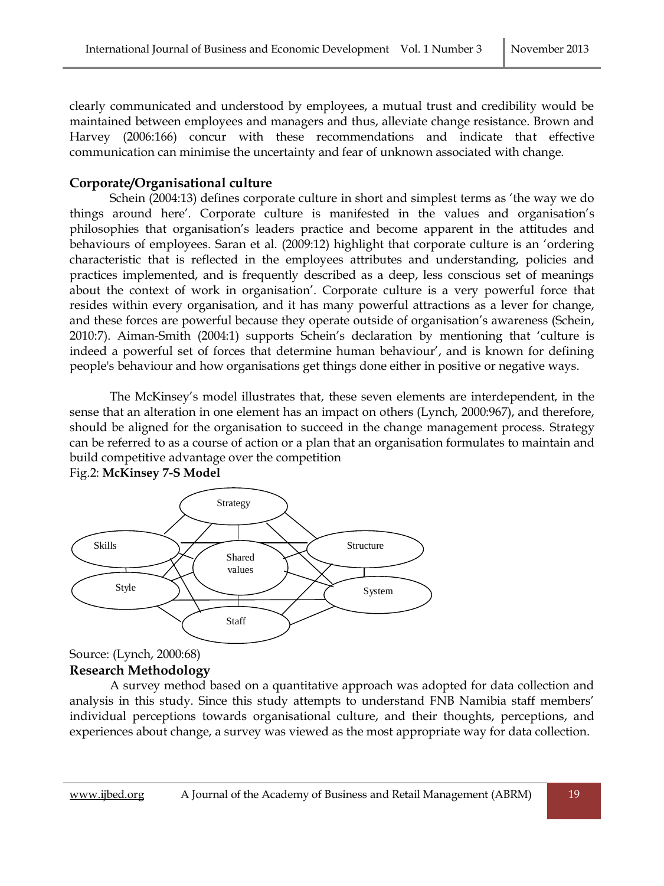clearly communicated and understood by employees, a mutual trust and credibility would be maintained between employees and managers and thus, alleviate change resistance. Brown and Harvey (2006:166) concur with these recommendations and indicate that effective communication can minimise the uncertainty and fear of unknown associated with change.

## Corporate/Organisational culture

Schein (2004:13) defines corporate culture in short and simplest terms as 'the way we do things around here'. Corporate culture is manifested in the values and organisation's philosophies that organisation's leaders practice and become apparent in the attitudes and behaviours of employees. Saran et al. (2009:12) highlight that corporate culture is an 'ordering characteristic that is reflected in the employees attributes and understanding, policies and practices implemented, and is frequently described as a deep, less conscious set of meanings about the context of work in organisation'. Corporate culture is a very powerful force that resides within every organisation, and it has many powerful attractions as a lever for change, and these forces are powerful because they operate outside of organisation's awareness (Schein, 2010:7). Aiman-Smith (2004:1) supports Schein's declaration by mentioning that 'culture is indeed a powerful set of forces that determine human behaviour', and is known for defining people's behaviour and how organisations get things done either in positive or negative ways.

The McKinsey's model illustrates that, these seven elements are interdependent, in the sense that an alteration in one element has an impact on others (Lynch, 2000:967), and therefore, should be aligned for the organisation to succeed in the change management process. Strategy can be referred to as a course of action or a plan that an organisation formulates to maintain and build competitive advantage over the competition

Fig.2: **McKinsey 7-S Model**

Strategy, Skills, Structure, Shared values, Style, System, Staff

Source: (Lynch, 2000:68)

## Research Methodology

A survey method based on a quantitative approach was adopted for data collection and analysis in this study. Since this study attempts to understand FNB Namibia staff members' individual perceptions towards organisational culture, and their thoughts, perceptions, and experiences about change, a survey was viewed as the most appropriate way for data collection.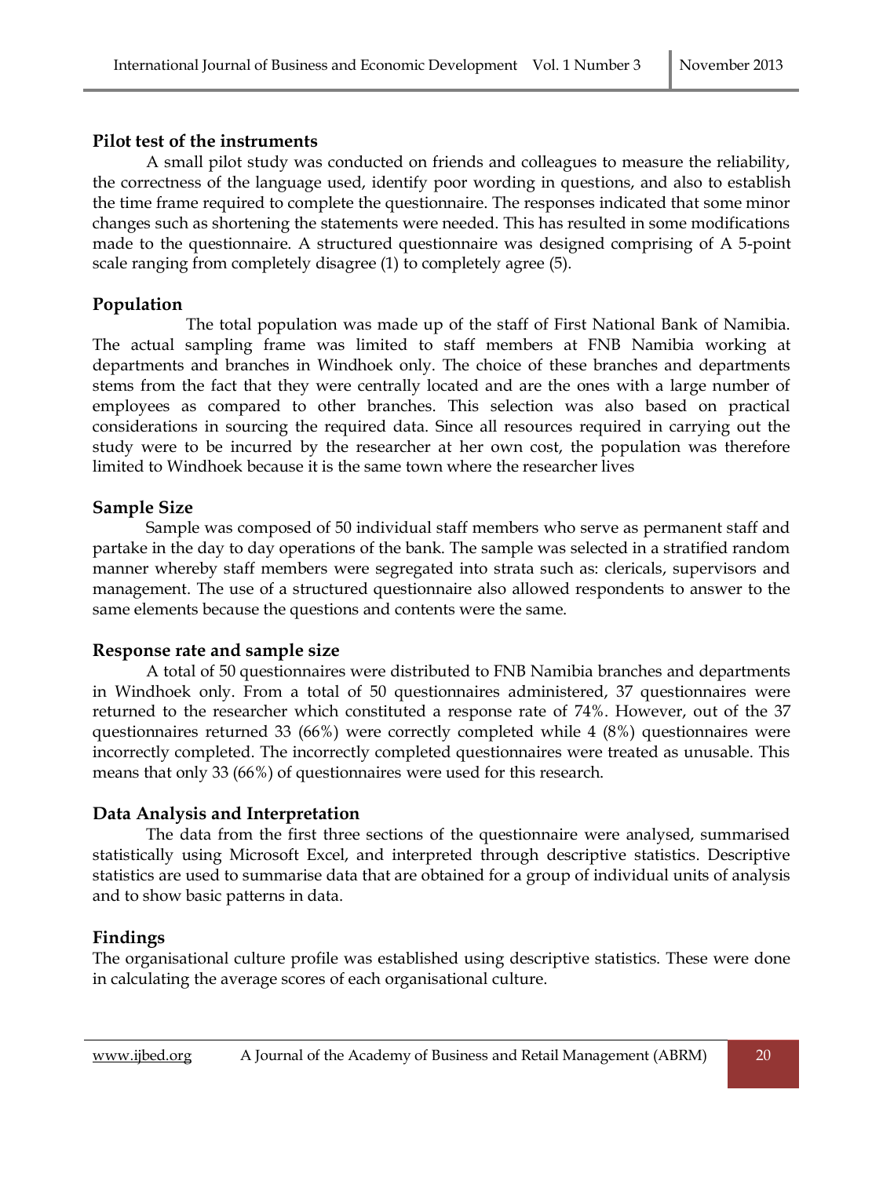### Pilot test of the instruments

A small pilot study was conducted on friends and colleagues to measure the reliability, the correctness of the language used, identify poor wording in questions, and also to establish the time frame required to complete the questionnaire. The responses indicated that some minor changes such as shortening the statements were needed. This has resulted in some modifications made to the questionnaire. A structured questionnaire was designed comprising of A 5-point scale ranging from completely disagree (1) to completely agree (5).

### Population

The total population was made up of the staff of First National Bank of Namibia. The actual sampling frame was limited to staff members at FNB Namibia working at departments and branches in Windhoek only. The choice of these branches and departments stems from the fact that they were centrally located and are the ones with a large number of employees as compared to other branches. This selection was also based on practical considerations in sourcing the required data. Since all resources required in carrying out the study were to be incurred by the researcher at her own cost, the population was therefore limited to Windhoek because it is the same town where the researcher lives

### Sample Size

Sample was composed of 50 individual staff members who serve as permanent staff and partake in the day to day operations of the bank. The sample was selected in a stratified random manner whereby staff members were segregated into strata such as: clericals, supervisors and management. The use of a structured questionnaire also allowed respondents to answer to the same elements because the questions and contents were the same.

### Response rate and sample size

A total of 50 questionnaires were distributed to FNB Namibia branches and departments in Windhoek only. From a total of 50 questionnaires administered, 37 questionnaires were returned to the researcher which constituted a response rate of 74%. However, out of the 37 questionnaires returned 33 (66%) were correctly completed while 4 (8%) questionnaires were incorrectly completed. The incorrectly completed questionnaires were treated as unusable. This means that only 33 (66%) of questionnaires were used for this research.

### Data Analysis and Interpretation

The data from the first three sections of the questionnaire were analysed, summarised statistically using Microsoft Excel, and interpreted through descriptive statistics. Descriptive statistics are used to summarise data that are obtained for a group of individual units of analysis and to show basic patterns in data.

### Findings

The organisational culture profile was established using descriptive statistics. These were done in calculating the average scores of each organisational culture.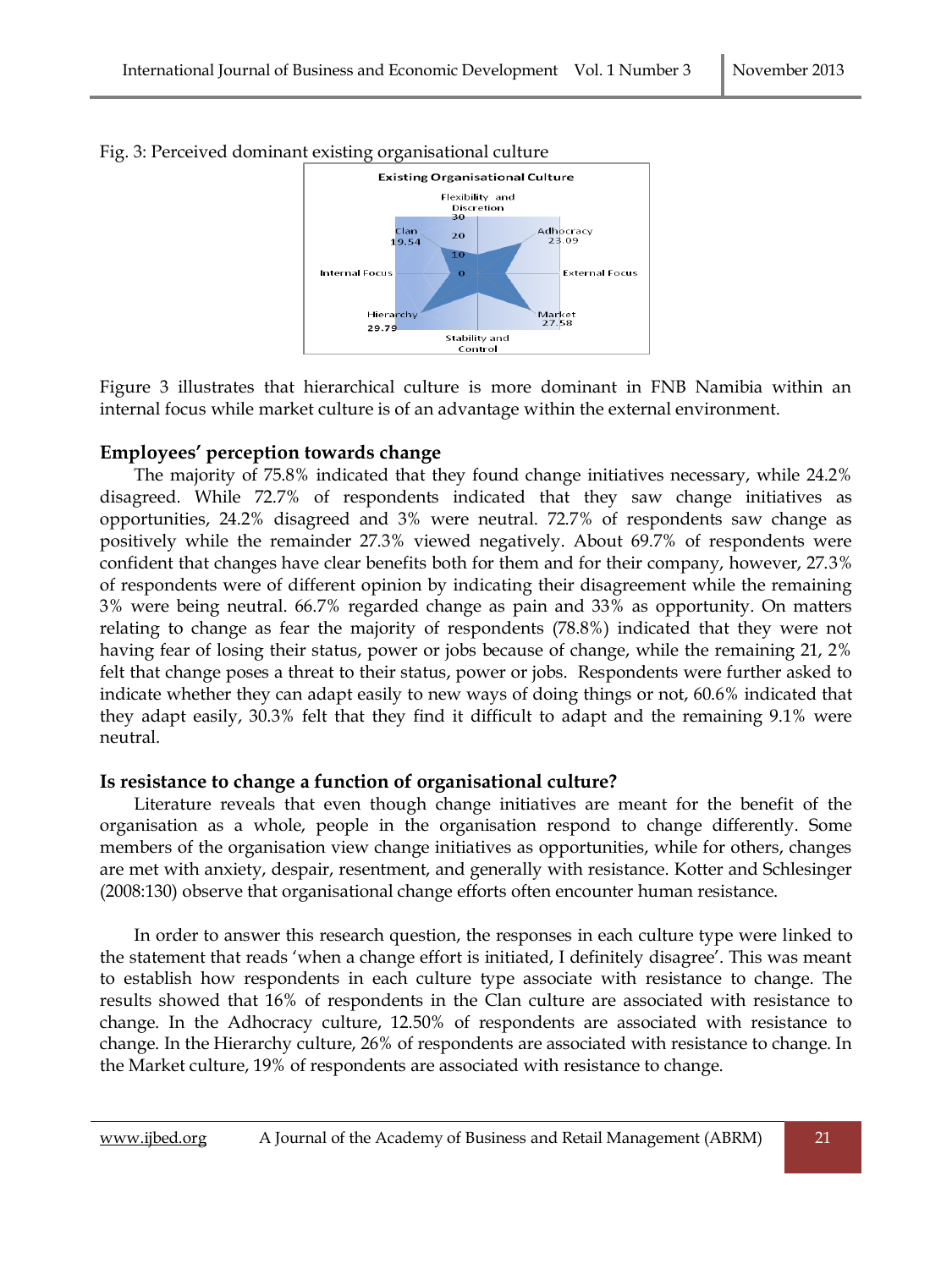Fig. 3: Perceived dominant existing organisational culture

Figure 3 illustrates that hierarchical culture is more dominant in FNB Namibia within an internal focus while market culture is of an advantage within the external environment.

### Employees' perception towards change

The majority of 75.8% indicated that they found change initiatives necessary, while 24.2% disagreed. While 72.7% of respondents indicated that they saw change initiatives as opportunities, 24.2% disagreed and 3% were neutral. 72.7% of respondents saw change as positively while the remainder 27.3% viewed negatively. About 69.7% of respondents were confident that changes have clear benefits both for them and for their company, however, 27.3% of respondents were of different opinion by indicating their disagreement while the remaining 3% were being neutral. 66.7% regarded change as pain and 33% as opportunity. On matters relating to change as fear the majority of respondents (78.8%) indicated that they were not having fear of losing their status, power or jobs because of change, while the remaining 21, 2% felt that change poses a threat to their status, power or jobs. Respondents were further asked to indicate whether they can adapt easily to new ways of doing things or not, 60.6% indicated that they adapt easily, 30.3% felt that they find it difficult to adapt and the remaining 9.1% were neutral.

### Is resistance to change a function of organisational culture?

Literature reveals that even though change initiatives are meant for the benefit of the organisation as a whole, people in the organisation respond to change differently. Some members of the organisation view change initiatives as opportunities, while for others, changes are met with anxiety, despair, resentment, and generally with resistance. Kotter and Schlesinger (2008:130) observe that organisational change efforts often encounter human resistance.

In order to answer this research question, the responses in each culture type were linked to the statement that reads 'when a change effort is initiated, I definitely disagree'. This was meant to establish how respondents in each culture type associate with resistance to change. The results showed that 16% of respondents in the Clan culture are associated with resistance to change. In the Adhocracy culture, 12.50% of respondents are associated with resistance to change. In the Hierarchy culture, 26% of respondents are associated with resistance to change. In the Market culture, 19% of respondents are associated with resistance to change.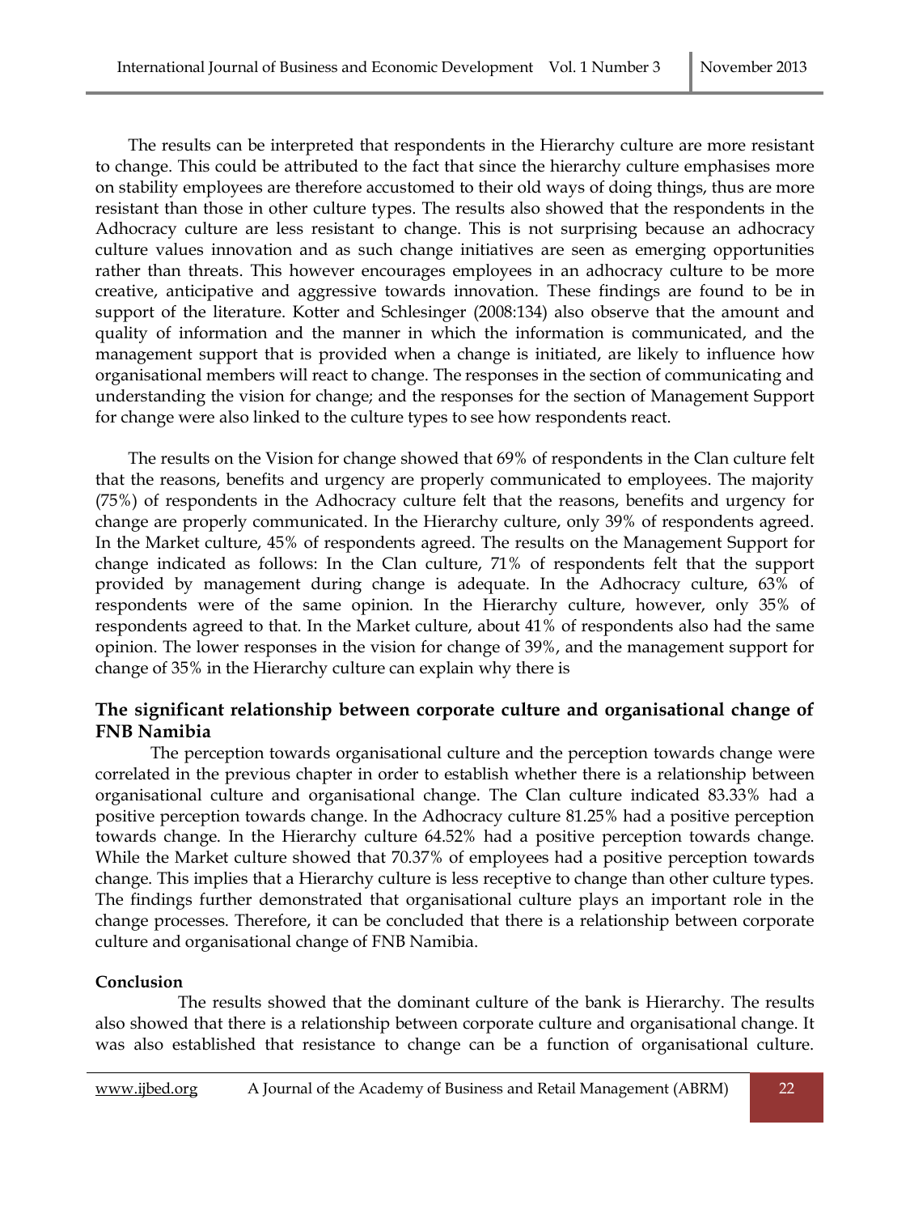The results can be interpreted that respondents in the Hierarchy culture are more resistant to change. This could be attributed to the fact that since the hierarchy culture emphasises more on stability employees are therefore accustomed to their old ways of doing things, thus are more resistant than those in other culture types. The results also showed that the respondents in the Adhocracy culture are less resistant to change. This is not surprising because an adhocracy culture values innovation and as such change initiatives are seen as emerging opportunities rather than threats. This however encourages employees in an adhocracy culture to be more creative, anticipative and aggressive towards innovation. These findings are found to be in support of the literature. Kotter and Schlesinger (2008:134) also observe that the amount and quality of information and the manner in which the information is communicated, and the management support that is provided when a change is initiated, are likely to influence how organisational members will react to change. The responses in the section of communicating and understanding the vision for change; and the responses for the section of Management Support for change were also linked to the culture types to see how respondents react.

The results on the Vision for change showed that 69% of respondents in the Clan culture felt that the reasons, benefits and urgency are properly communicated to employees. The majority (75%) of respondents in the Adhocracy culture felt that the reasons, benefits and urgency for change are properly communicated. In the Hierarchy culture, only 39% of respondents agreed. In the Market culture, 45% of respondents agreed. The results on the Management Support for change indicated as follows: In the Clan culture, 71% of respondents felt that the support provided by management during change is adequate. In the Adhocracy culture, 63% of respondents were of the same opinion. In the Hierarchy culture, however, only 35% of respondents agreed to that. In the Market culture, about 41% of respondents also had the same opinion. The lower responses in the vision for change of 39%, and the management support for change of 35% in the Hierarchy culture can explain why there is

## The significant relationship between corporate culture and organisational change of FNB Namibia

The perception towards organisational culture and the perception towards change were correlated in the previous chapter in order to establish whether there is a relationship between organisational culture and organisational change. The Clan culture indicated 83.33% had a positive perception towards change. In the Adhocracy culture 81.25% had a positive perception towards change. In the Hierarchy culture 64.52% had a positive perception towards change. While the Market culture showed that 70.37% of employees had a positive perception towards change. This implies that a Hierarchy culture is less receptive to change than other culture types. The findings further demonstrated that organisational culture plays an important role in the change processes. Therefore, it can be concluded that there is a relationship between corporate culture and organisational change of FNB Namibia.

## Conclusion

The results showed that the dominant culture of the bank is Hierarchy. The results also showed that there is a relationship between corporate culture and organisational change. It was also established that resistance to change can be a function of organisational culture.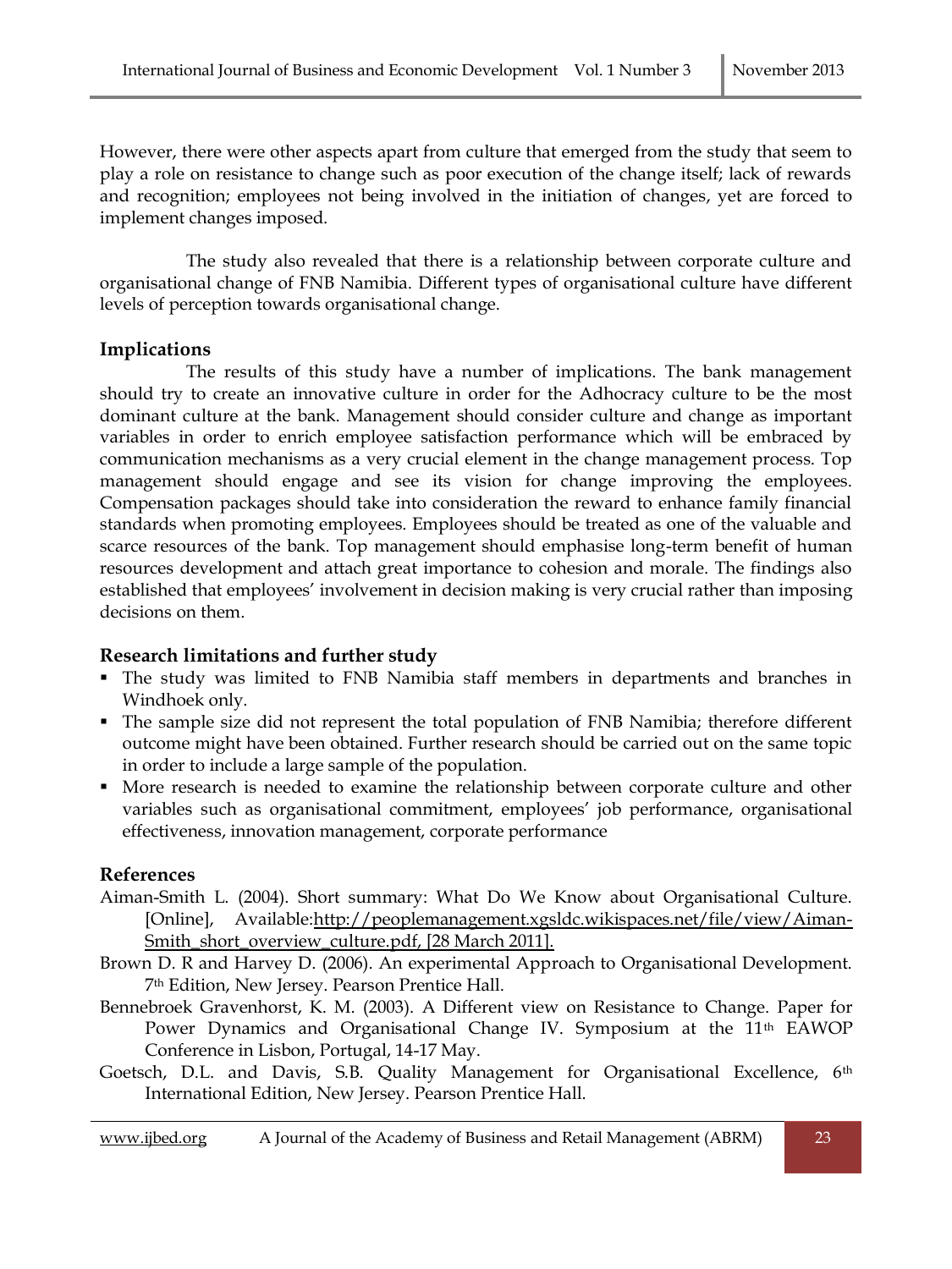However, there were other aspects apart from culture that emerged from the study that seem to play a role on resistance to change such as poor execution of the change itself; lack of rewards and recognition; employees not being involved in the initiation of changes, yet are forced to implement changes imposed.

The study also revealed that there is a relationship between corporate culture and organisational change of FNB Namibia. Different types of organisational culture have different levels of perception towards organisational change.

## Implications

The results of this study have a number of implications. The bank management should try to create an innovative culture in order for the Adhocracy culture to be the most dominant culture at the bank. Management should consider culture and change as important variables in order to enrich employee satisfaction performance which will be embraced by communication mechanisms as a very crucial element in the change management process. Top management should engage and see its vision for change improving the employees. Compensation packages should take into consideration the reward to enhance family financial standards when promoting employees. Employees should be treated as one of the valuable and scarce resources of the bank. Top management should emphasise long-term benefit of human resources development and attach great importance to cohesion and morale. The findings also established that employees' involvement in decision making is very crucial rather than imposing decisions on them.

## Research limitations and further study

- The study was limited to FNB Namibia staff members in departments and branches in Windhoek only.
- The sample size did not represent the total population of FNB Namibia; therefore different outcome might have been obtained. Further research should be carried out on the same topic in order to include a large sample of the population.
- More research is needed to examine the relationship between corporate culture and other variables such as organisational commitment, employees' job performance, organisational effectiveness, innovation management, corporate performance

## References

Aiman-Smith L. (2004). Short summary: What Do We Know about Organisational Culture. [Online], Available:http://peoplemanagement.xgsldc.wikispaces.net/file/view/Aiman-Smith_short_overview_culture.pdf, [28 March 2011].

Brown D. R and Harvey D. (2006). An experimental Approach to Organisational Development. 7th Edition, New Jersey. Pearson Prentice Hall.

Bennebroek Gravenhorst, K. M. (2003). A Different view on Resistance to Change. Paper for Power Dynamics and Organisational Change IV. Symposium at the 11th EAWOP Conference in Lisbon, Portugal, 14-17 May.

Goetsch, D.L. and Davis, S.B. Quality Management for Organisational Excellence, 6th International Edition, New Jersey. Pearson Prentice Hall.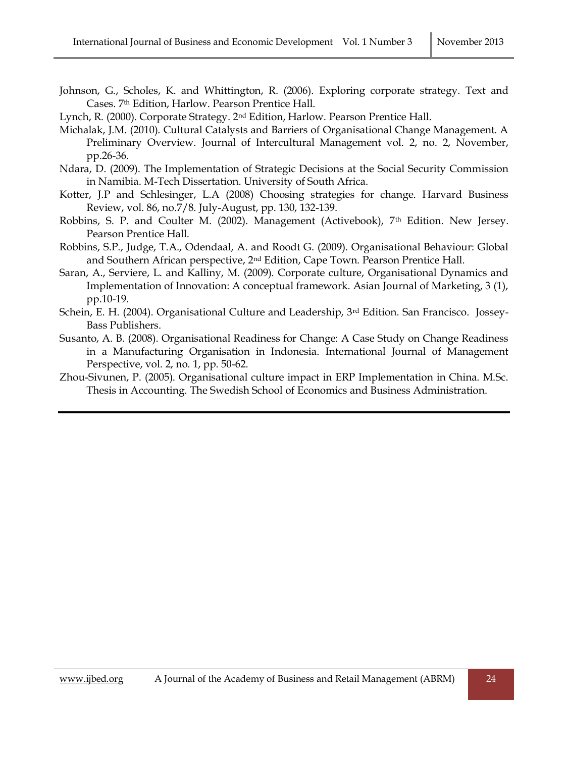Johnson, G., Scholes, K. and Whittington, R. (2006). Exploring corporate strategy. Text and Cases. 7th Edition, Harlow. Pearson Prentice Hall.

Lynch, R. (2000). Corporate Strategy. 2nd Edition, Harlow. Pearson Prentice Hall.

Michalak, J.M. (2010). Cultural Catalysts and Barriers of Organisational Change Management. A Preliminary Overview. Journal of Intercultural Management vol. 2, no. 2, November, pp.26-36.

Ndara, D. (2009). The Implementation of Strategic Decisions at the Social Security Commission in Namibia. M-Tech Dissertation. University of South Africa.

Kotter, J.P and Schlesinger, L.A (2008) Choosing strategies for change. Harvard Business Review, vol. 86, no.7/8. July-August, pp. 130, 132-139.

Robbins, S. P. and Coulter M. (2002). Management (Activebook), 7th Edition. New Jersey. Pearson Prentice Hall.

Robbins, S.P., Judge, T.A., Odendaal, A. and Roodt G. (2009). Organisational Behaviour: Global and Southern African perspective, 2nd Edition, Cape Town. Pearson Prentice Hall.

Saran, A., Serviere, L. and Kalliny, M. (2009). Corporate culture, Organisational Dynamics and Implementation of Innovation: A conceptual framework. Asian Journal of Marketing, 3 (1), pp.10-19.

Schein, E. H. (2004). Organisational Culture and Leadership, 3rd Edition. San Francisco. Jossey-Bass Publishers.

Susanto, A. B. (2008). Organisational Readiness for Change: A Case Study on Change Readiness in a Manufacturing Organisation in Indonesia. International Journal of Management Perspective, vol. 2, no. 1, pp. 50-62.

Zhou-Sivunen, P. (2005). Organisational culture impact in ERP Implementation in China. M.Sc. Thesis in Accounting. The Swedish School of Economics and Business Administration.